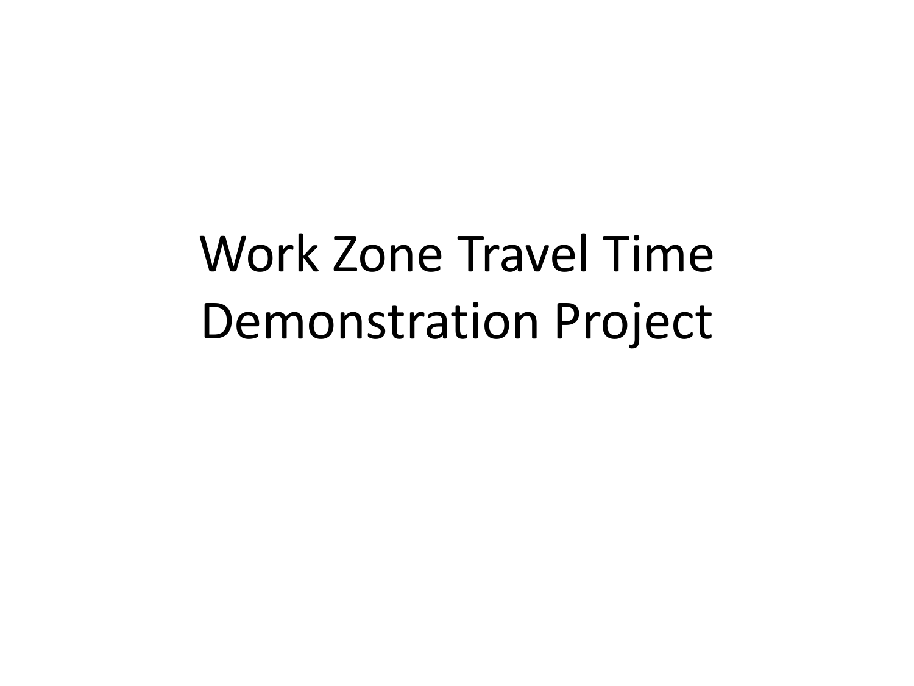# Work Zone Travel Time Demonstration Project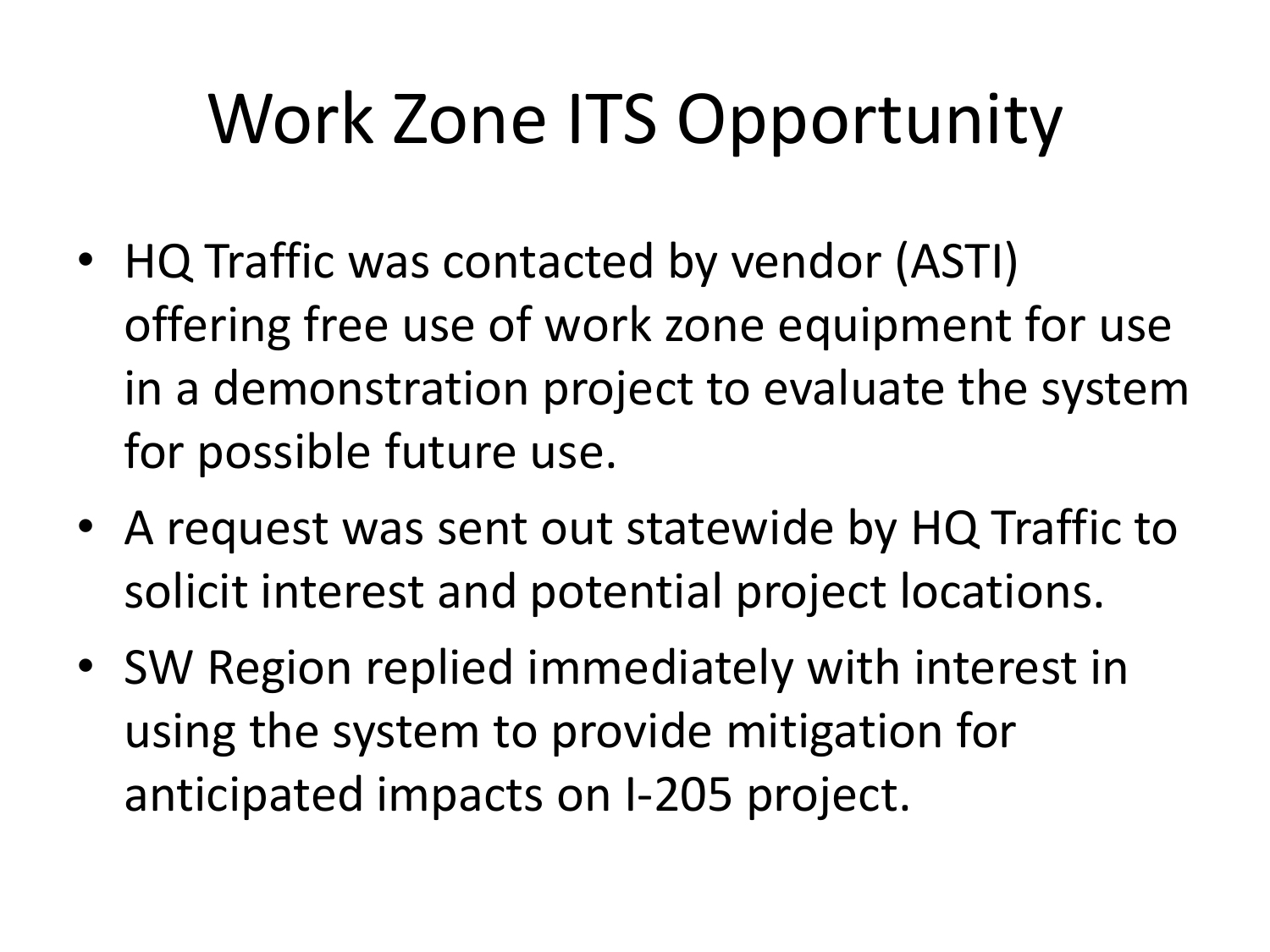# Work Zone ITS Opportunity

- HQ Traffic was contacted by vendor (ASTI) offering free use of work zone equipment for use in a demonstration project to evaluate the system for possible future use.
- A request was sent out statewide by HQ Traffic to solicit interest and potential project locations.
- SW Region replied immediately with interest in using the system to provide mitigation for anticipated impacts on I-205 project.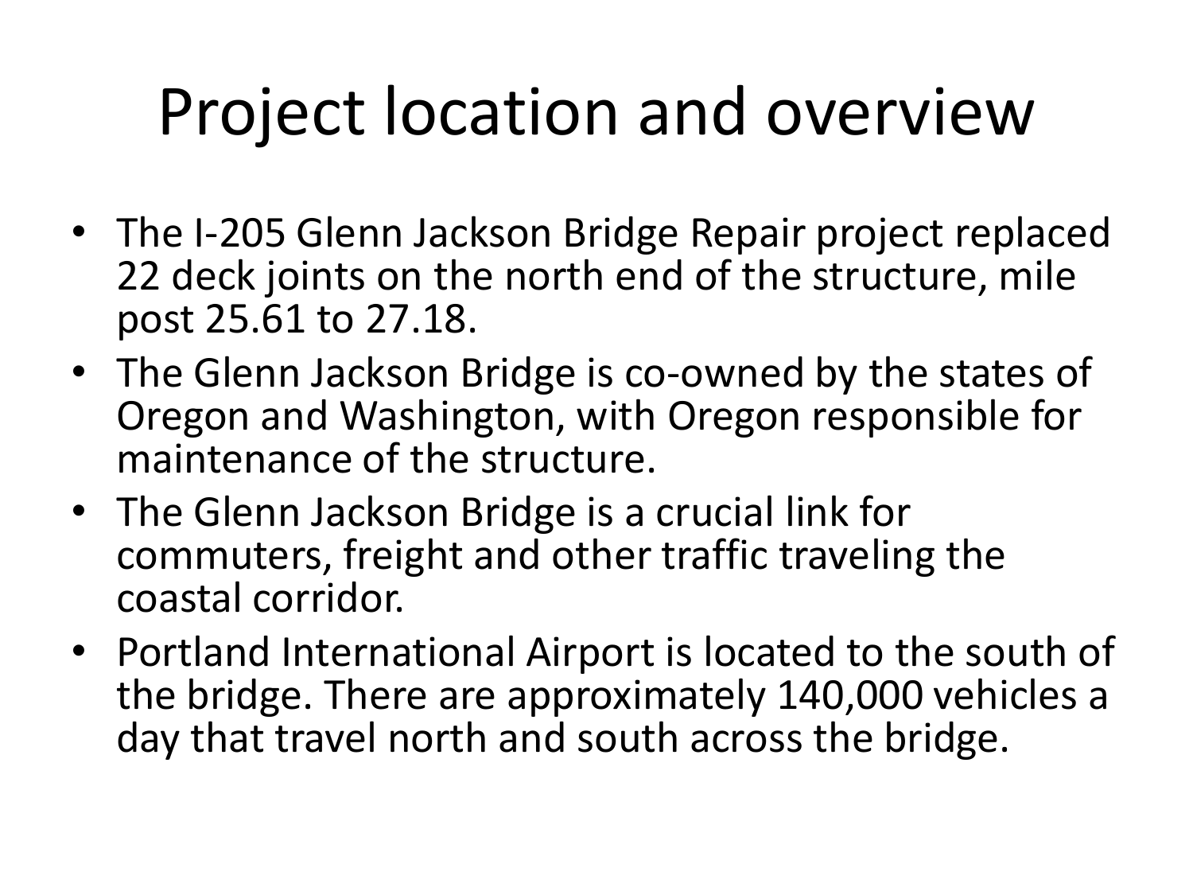# Project location and overview

- The I-205 Glenn Jackson Bridge Repair project replaced 22 deck joints on the north end of the structure, mile post 25.61 to 27.18.
- The Glenn Jackson Bridge is co-owned by the states of Oregon and Washington, with Oregon responsible for maintenance of the structure.
- The Glenn Jackson Bridge is a crucial link for commuters, freight and other traffic traveling the coastal corridor.
- Portland International Airport is located to the south of the bridge. There are approximately 140,000 vehicles a day that travel north and south across the bridge.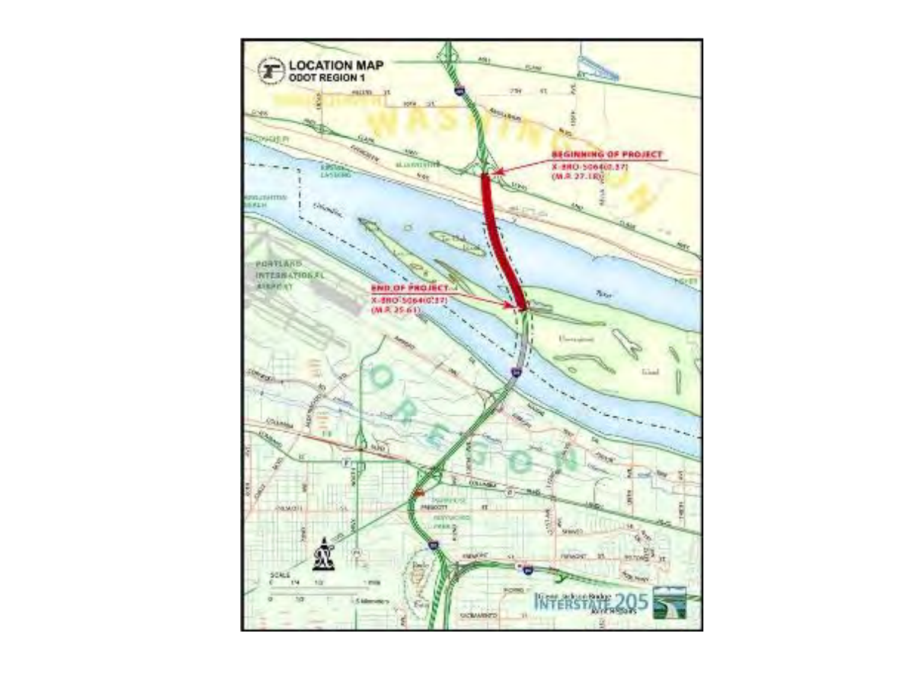# LOCATION MAP

**ODOT REGION 1**

**BEGINNING OF PROJECT**
X-BRO-5064(0.37)
(M.P. 27.18)

**END OF PROJECT**
X-BRO-5064(0.37)
(M.P. 25.61)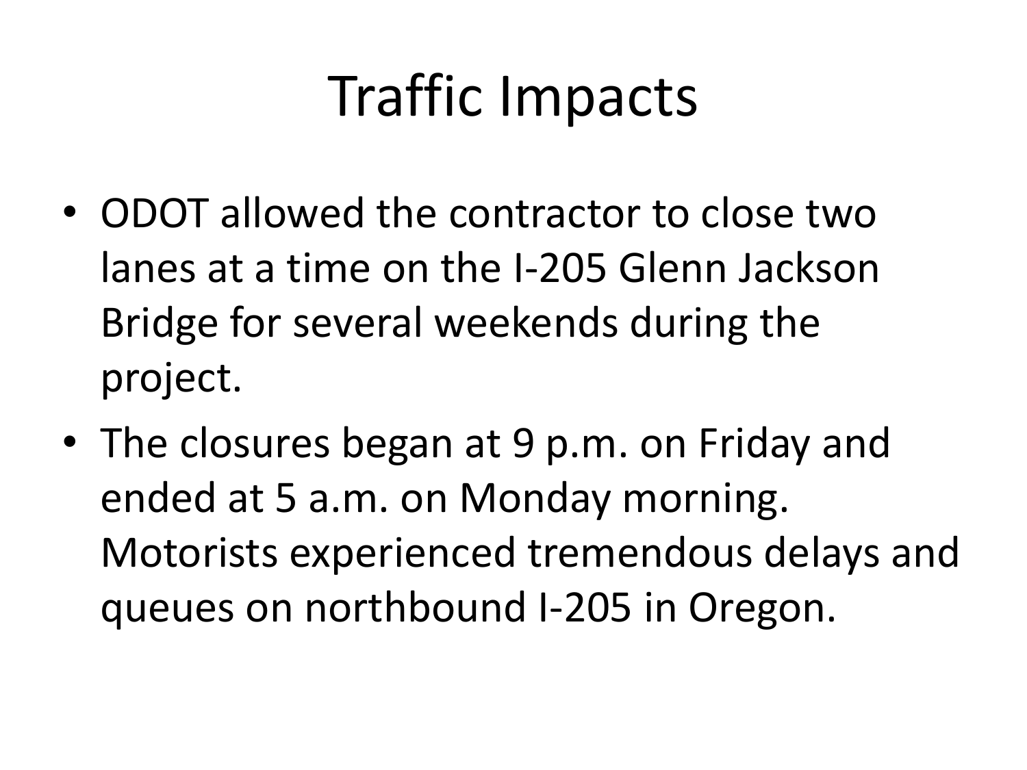# Traffic Impacts

- ODOT allowed the contractor to close two lanes at a time on the I-205 Glenn Jackson Bridge for several weekends during the project.
- The closures began at 9 p.m. on Friday and ended at 5 a.m. on Monday morning. Motorists experienced tremendous delays and queues on northbound I-205 in Oregon.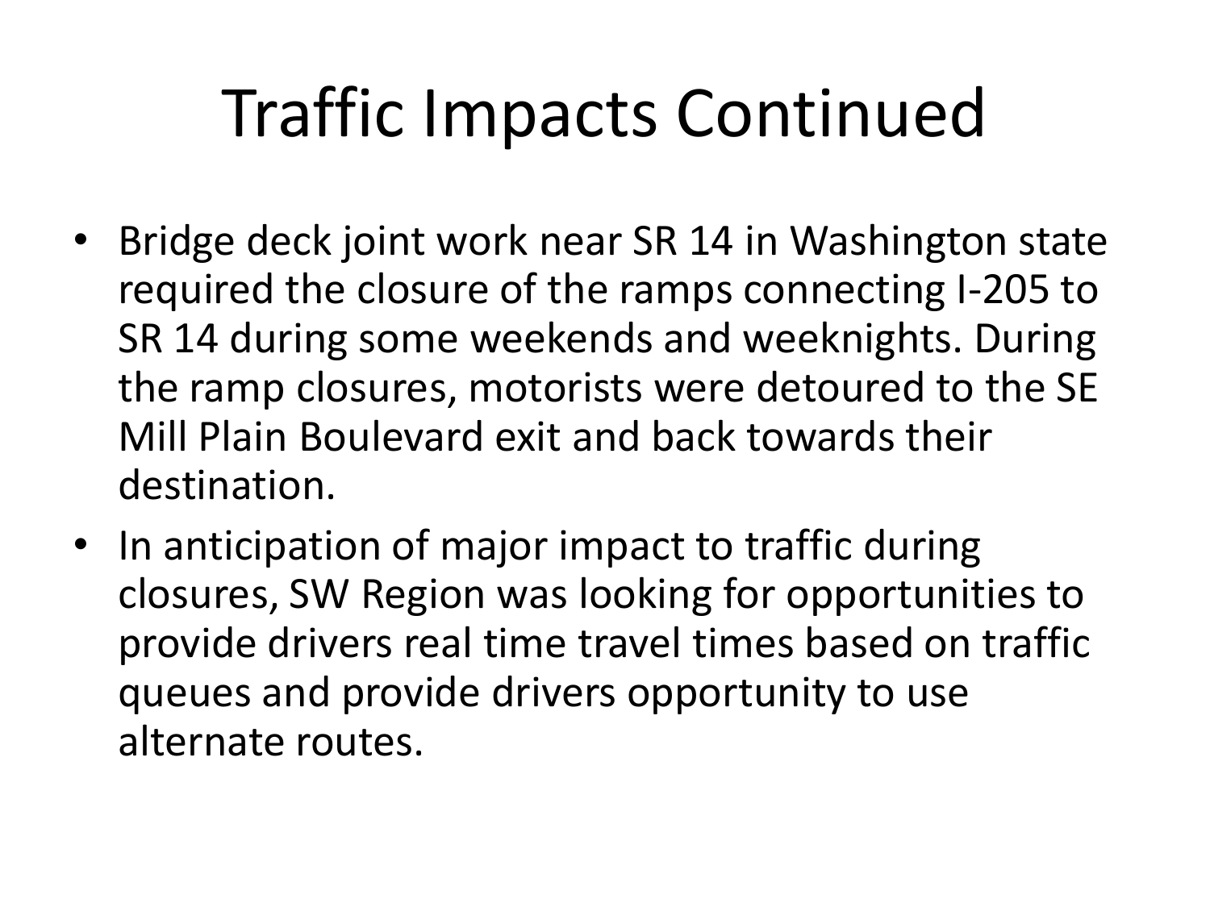# Traffic Impacts Continued

- Bridge deck joint work near SR 14 in Washington state required the closure of the ramps connecting I-205 to SR 14 during some weekends and weeknights. During the ramp closures, motorists were detoured to the SE Mill Plain Boulevard exit and back towards their destination.
- In anticipation of major impact to traffic during closures, SW Region was looking for opportunities to provide drivers real time travel times based on traffic queues and provide drivers opportunity to use alternate routes.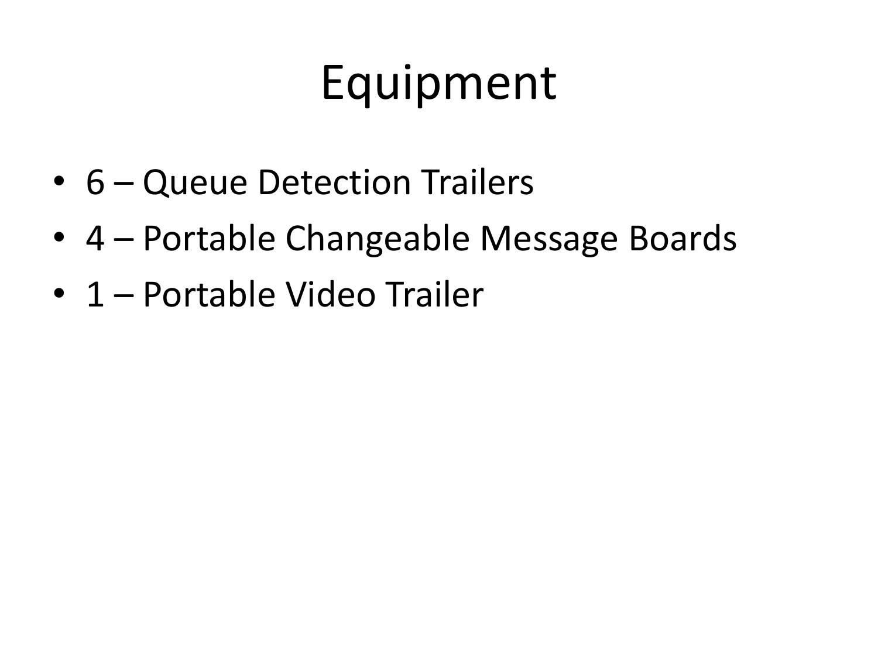# Equipment

- 6 – Queue Detection Trailers
- 4 – Portable Changeable Message Boards
- 1 – Portable Video Trailer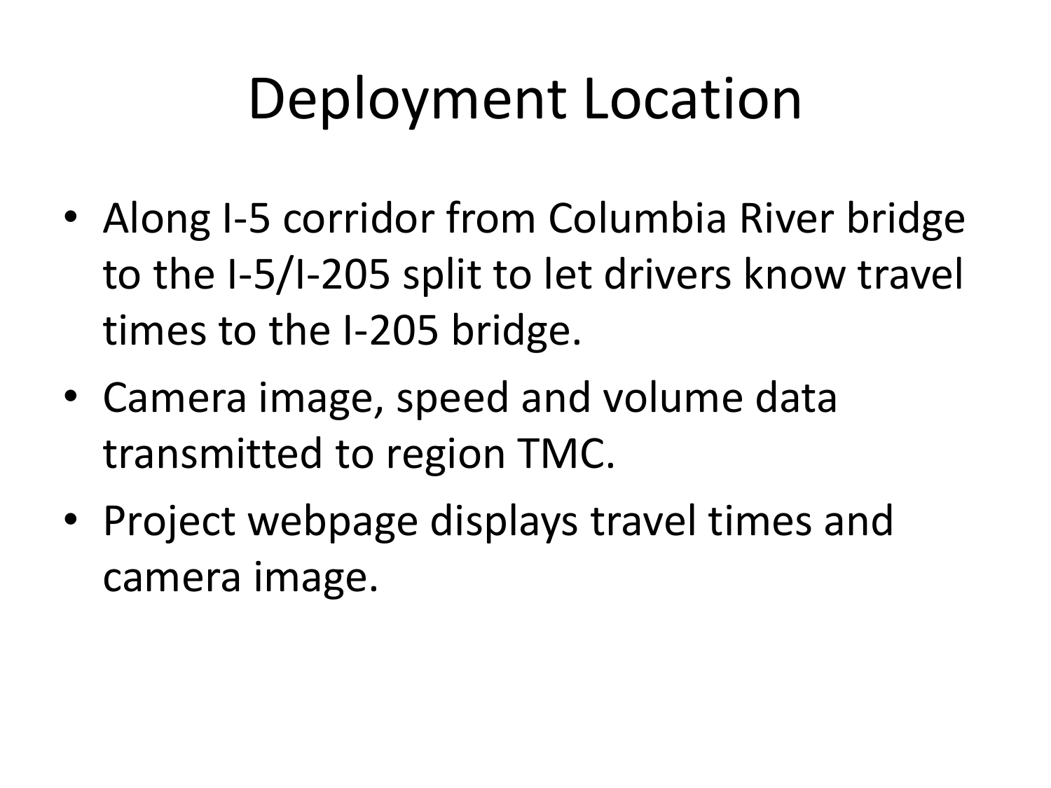# Deployment Location

- Along I-5 corridor from Columbia River bridge to the I-5/I-205 split to let drivers know travel times to the I-205 bridge.
- Camera image, speed and volume data transmitted to region TMC.
- Project webpage displays travel times and camera image.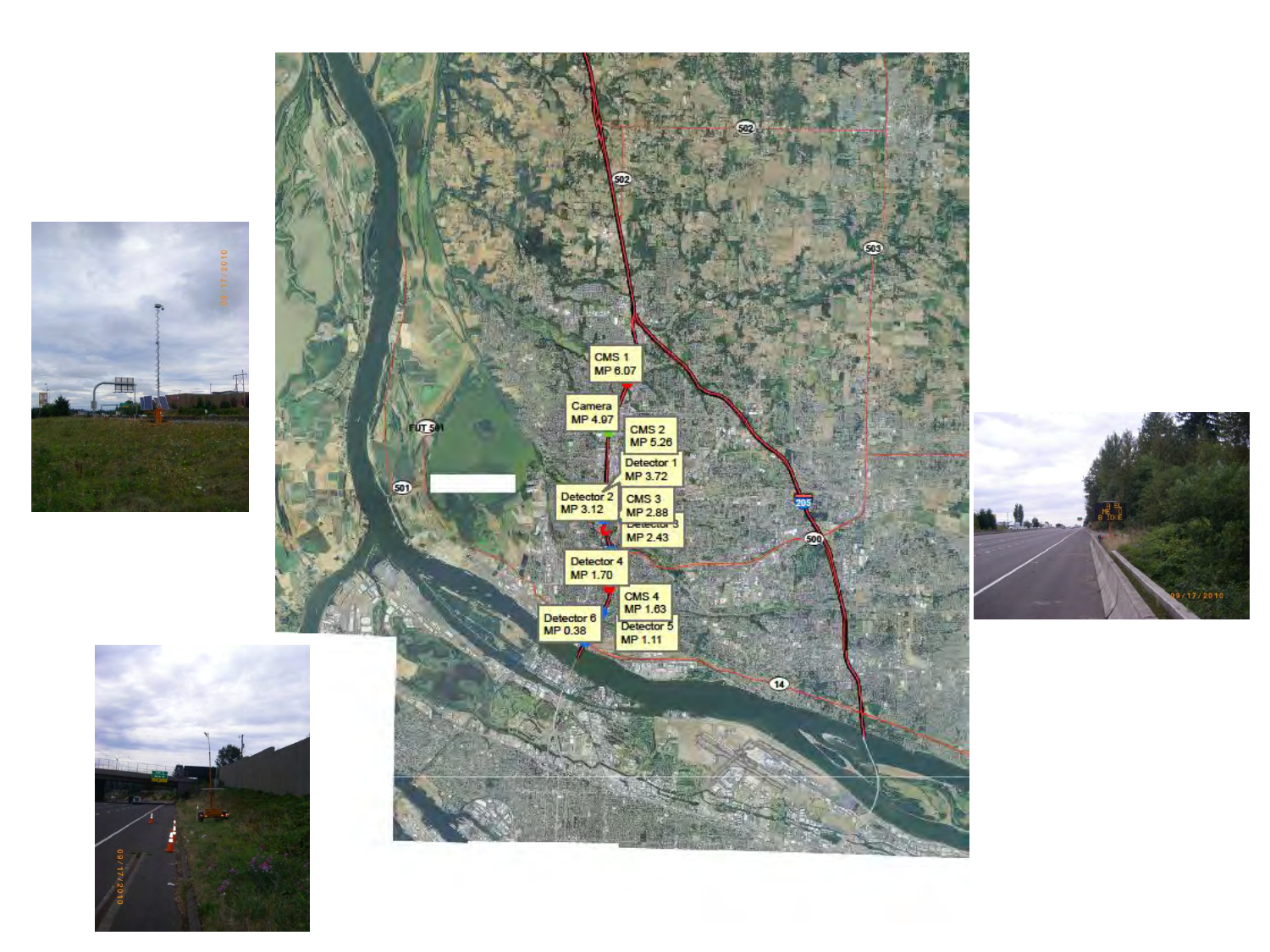CMS 1
MP 6.07

Camera
MP 4.97

CMS 2
MP 5.26

Detector 1
MP 3.72

Detector 2
MP 3.12

CMS 3
MP 2.88

Detector 3
MP 2.43

Detector 4
MP 1.70

CMS 4
MP 1.63

Detector 6
MP 0.38

Detector 5
MP 1.11

502

503

205

500

14

501

FUT 501

09/17/2010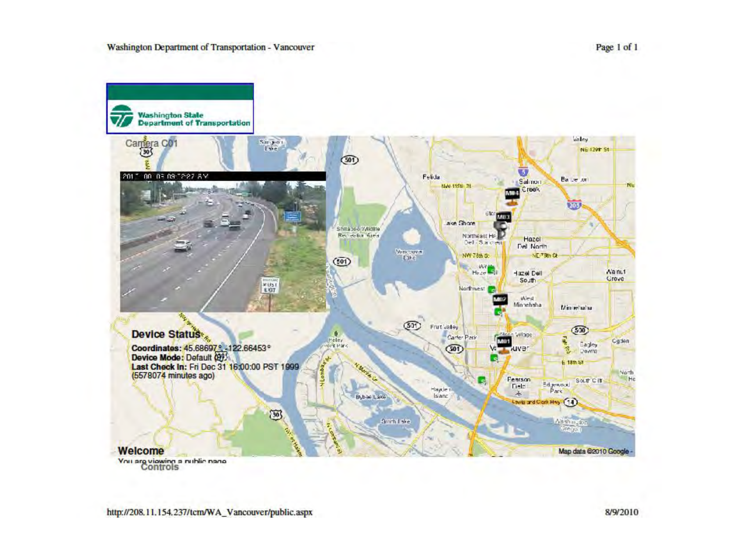Washington State Department of Transportation

Camera C01

## Device Status

**Coordinates:** 45.68697°, -122.66453°
**Device Mode:** Default (0)
**Last Check In:** Fri Dec 31 16:00:00 PST 1999
(5578074 minutes ago)

## Welcome

You are viewing a public page

Controls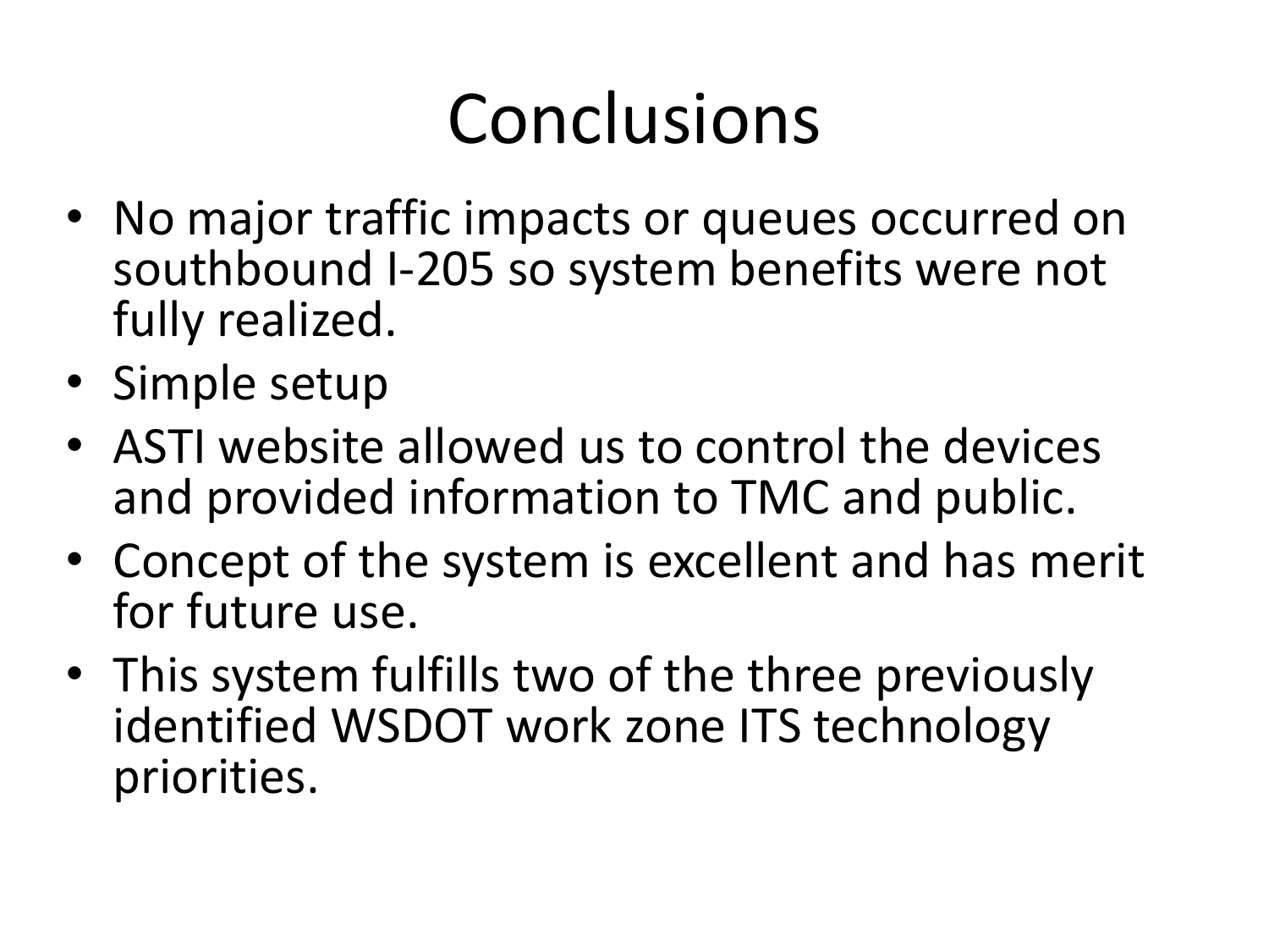# Conclusions

- No major traffic impacts or queues occurred on southbound I-205 so system benefits were not fully realized.
- Simple setup
- ASTI website allowed us to control the devices and provided information to TMC and public.
- Concept of the system is excellent and has merit for future use.
- This system fulfills two of the three previously identified WSDOT work zone ITS technology priorities.